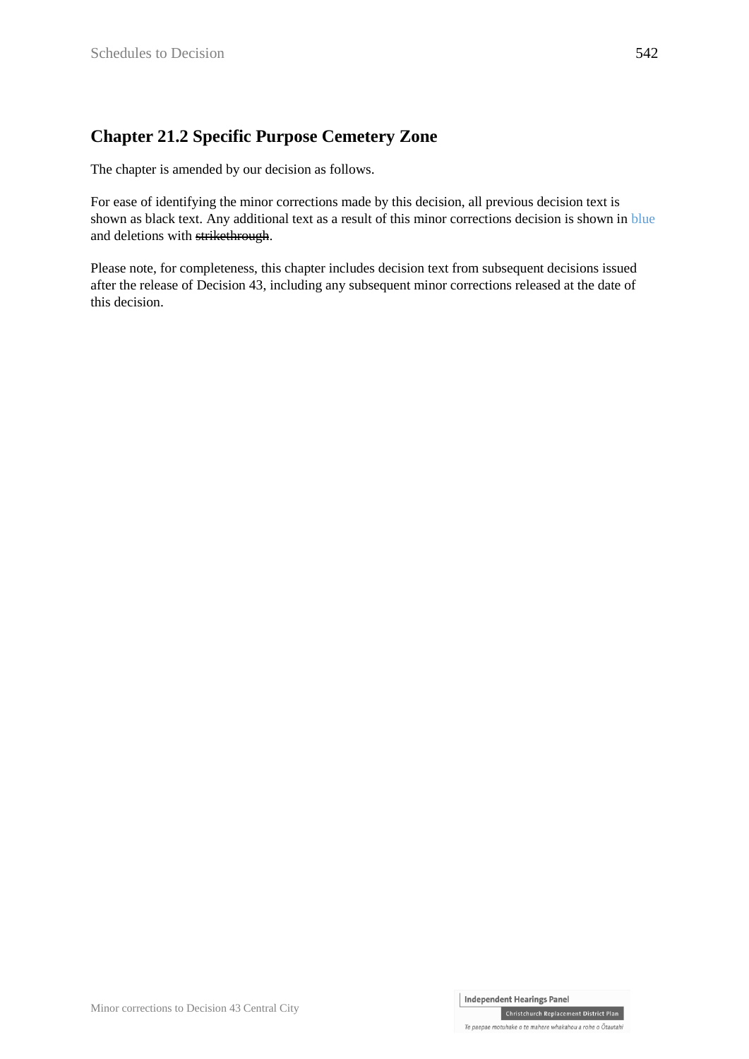## Chapter 21.2 Specific Purpose Cemetery Zone

The chapter is amended by our decision as follows.

For ease of identifying the minor corrections made by this decision, all previous decision text is shown as black text. Any additional text as a result of this minor corrections decision is shown in blue and deletions with ~~strikethrough~~.

Please note, for completeness, this chapter includes decision text from subsequent decisions issued after the release of Decision 43, including any subsequent minor corrections released at the date of this decision.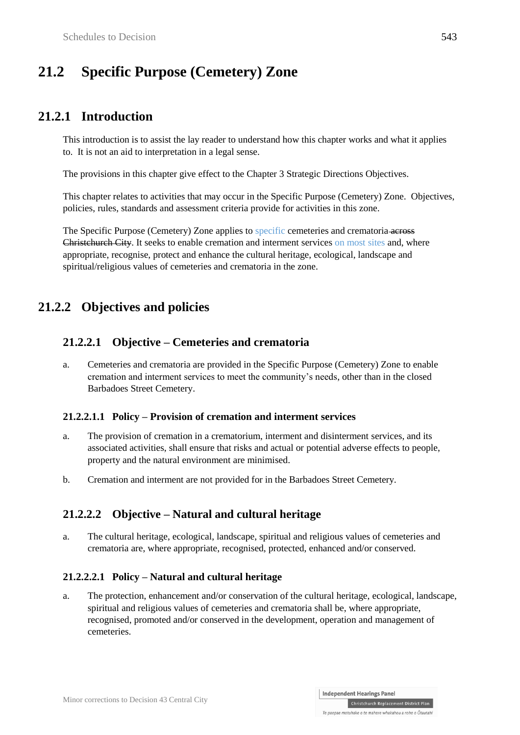# 21.2 Specific Purpose (Cemetery) Zone

## 21.2.1 Introduction

This introduction is to assist the lay reader to understand how this chapter works and what it applies to. It is not an aid to interpretation in a legal sense.

The provisions in this chapter give effect to the Chapter 3 Strategic Directions Objectives.

This chapter relates to activities that may occur in the Specific Purpose (Cemetery) Zone. Objectives, policies, rules, standards and assessment criteria provide for activities in this zone.

The Specific Purpose (Cemetery) Zone applies to specific cemeteries and crematoria ~~across Christchurch City~~. It seeks to enable cremation and interment services on most sites and, where appropriate, recognise, protect and enhance the cultural heritage, ecological, landscape and spiritual/religious values of cemeteries and crematoria in the zone.

## 21.2.2 Objectives and policies

### 21.2.2.1 Objective – Cemeteries and crematoria

a. Cemeteries and crematoria are provided in the Specific Purpose (Cemetery) Zone to enable cremation and interment services to meet the community's needs, other than in the closed Barbadoes Street Cemetery.

#### 21.2.2.1.1 Policy – Provision of cremation and interment services

a. The provision of cremation in a crematorium, interment and disinterment services, and its associated activities, shall ensure that risks and actual or potential adverse effects to people, property and the natural environment are minimised.

b. Cremation and interment are not provided for in the Barbadoes Street Cemetery.

### 21.2.2.2 Objective – Natural and cultural heritage

a. The cultural heritage, ecological, landscape, spiritual and religious values of cemeteries and crematoria are, where appropriate, recognised, protected, enhanced and/or conserved.

#### 21.2.2.2.1 Policy – Natural and cultural heritage

a. The protection, enhancement and/or conservation of the cultural heritage, ecological, landscape, spiritual and religious values of cemeteries and crematoria shall be, where appropriate, recognised, promoted and/or conserved in the development, operation and management of cemeteries.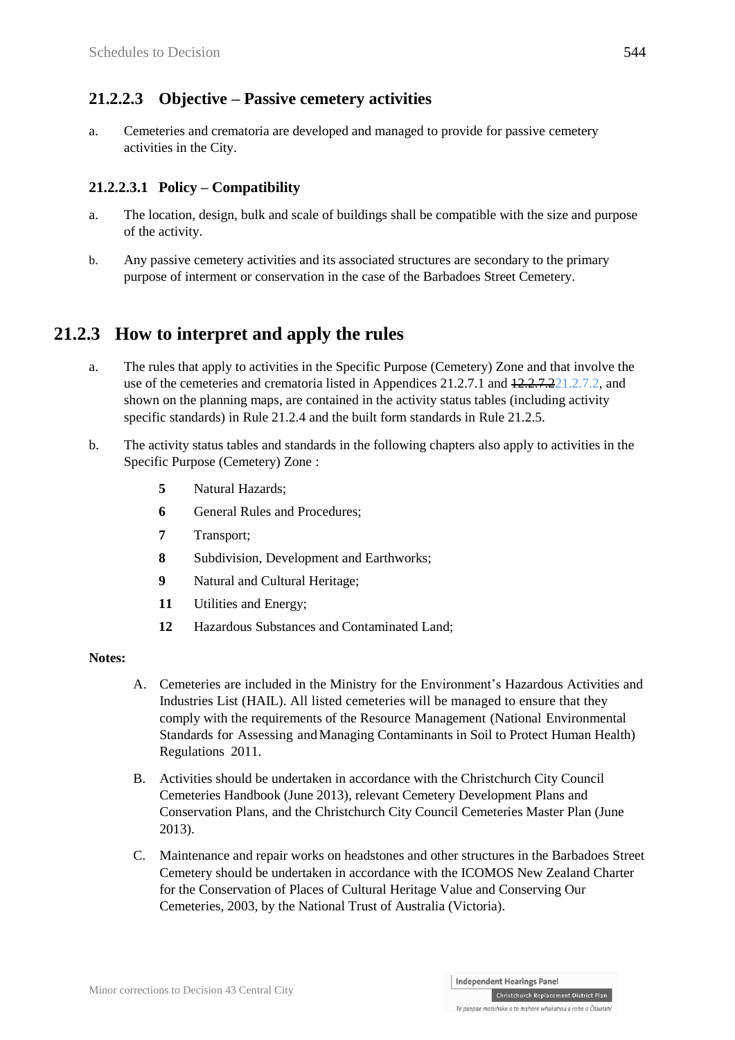### 21.2.2.3 Objective – Passive cemetery activities

a. Cemeteries and crematoria are developed and managed to provide for passive cemetery activities in the City.

#### 21.2.2.3.1 Policy – Compatibility

a. The location, design, bulk and scale of buildings shall be compatible with the size and purpose of the activity.

b. Any passive cemetery activities and its associated structures are secondary to the primary purpose of interment or conservation in the case of the Barbadoes Street Cemetery.

## 21.2.3 How to interpret and apply the rules

a. The rules that apply to activities in the Specific Purpose (Cemetery) Zone and that involve the use of the cemeteries and crematoria listed in Appendices 21.2.7.1 and ~~12.2.7.2~~21.2.7.2, and shown on the planning maps, are contained in the activity status tables (including activity specific standards) in Rule 21.2.4 and the built form standards in Rule 21.2.5.

b. The activity status tables and standards in the following chapters also apply to activities in the Specific Purpose (Cemetery) Zone :

- **5** Natural Hazards;
- **6** General Rules and Procedures;
- **7** Transport;
- **8** Subdivision, Development and Earthworks;
- **9** Natural and Cultural Heritage;
- **11** Utilities and Energy;
- **12** Hazardous Substances and Contaminated Land;

**Notes:**

A. Cemeteries are included in the Ministry for the Environment's Hazardous Activities and Industries List (HAIL). All listed cemeteries will be managed to ensure that they comply with the requirements of the Resource Management (National Environmental Standards for Assessing and Managing Contaminants in Soil to Protect Human Health) Regulations 2011.

B. Activities should be undertaken in accordance with the Christchurch City Council Cemeteries Handbook (June 2013), relevant Cemetery Development Plans and Conservation Plans, and the Christchurch City Council Cemeteries Master Plan (June 2013).

C. Maintenance and repair works on headstones and other structures in the Barbadoes Street Cemetery should be undertaken in accordance with the ICOMOS New Zealand Charter for the Conservation of Places of Cultural Heritage Value and Conserving Our Cemeteries, 2003, by the National Trust of Australia (Victoria).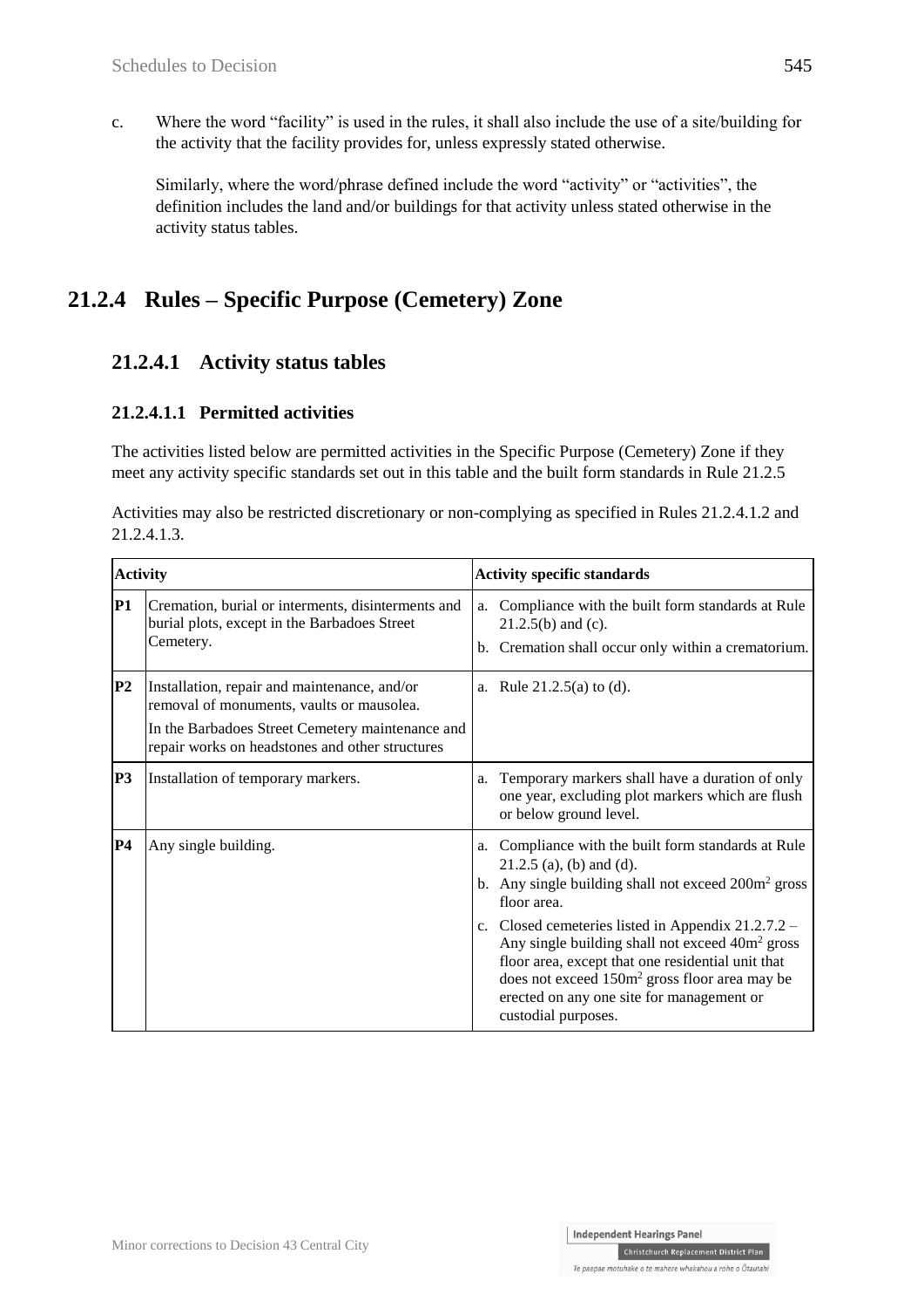c. Where the word "facility" is used in the rules, it shall also include the use of a site/building for the activity that the facility provides for, unless expressly stated otherwise.

   Similarly, where the word/phrase defined include the word "activity" or "activities", the definition includes the land and/or buildings for that activity unless stated otherwise in the activity status tables.

## 21.2.4 Rules – Specific Purpose (Cemetery) Zone

### 21.2.4.1 Activity status tables

#### 21.2.4.1.1 Permitted activities

The activities listed below are permitted activities in the Specific Purpose (Cemetery) Zone if they meet any activity specific standards set out in this table and the built form standards in Rule 21.2.5

Activities may also be restricted discretionary or non-complying as specified in Rules 21.2.4.1.2 and 21.2.4.1.3.

| **Activity** | | **Activity specific standards** |
|---|---|---|
| **P1** | Cremation, burial or interments, disinterments and burial plots, except in the Barbadoes Street Cemetery. | a. Compliance with the built form standards at Rule 21.2.5(b) and (c).<br>b. Cremation shall occur only within a crematorium. |
| **P2** | Installation, repair and maintenance, and/or removal of monuments, vaults or mausolea.<br>In the Barbadoes Street Cemetery maintenance and repair works on headstones and other structures | a. Rule 21.2.5(a) to (d). |
| **P3** | Installation of temporary markers. | a. Temporary markers shall have a duration of only one year, excluding plot markers which are flush or below ground level. |
| **P4** | Any single building. | a. Compliance with the built form standards at Rule 21.2.5 (a), (b) and (d).<br>b. Any single building shall not exceed 200m$^2$ gross floor area.<br>c. Closed cemeteries listed in Appendix 21.2.7.2 – Any single building shall not exceed 40m$^2$ gross floor area, except that one residential unit that does not exceed 150m$^2$ gross floor area may be erected on any one site for management or custodial purposes. |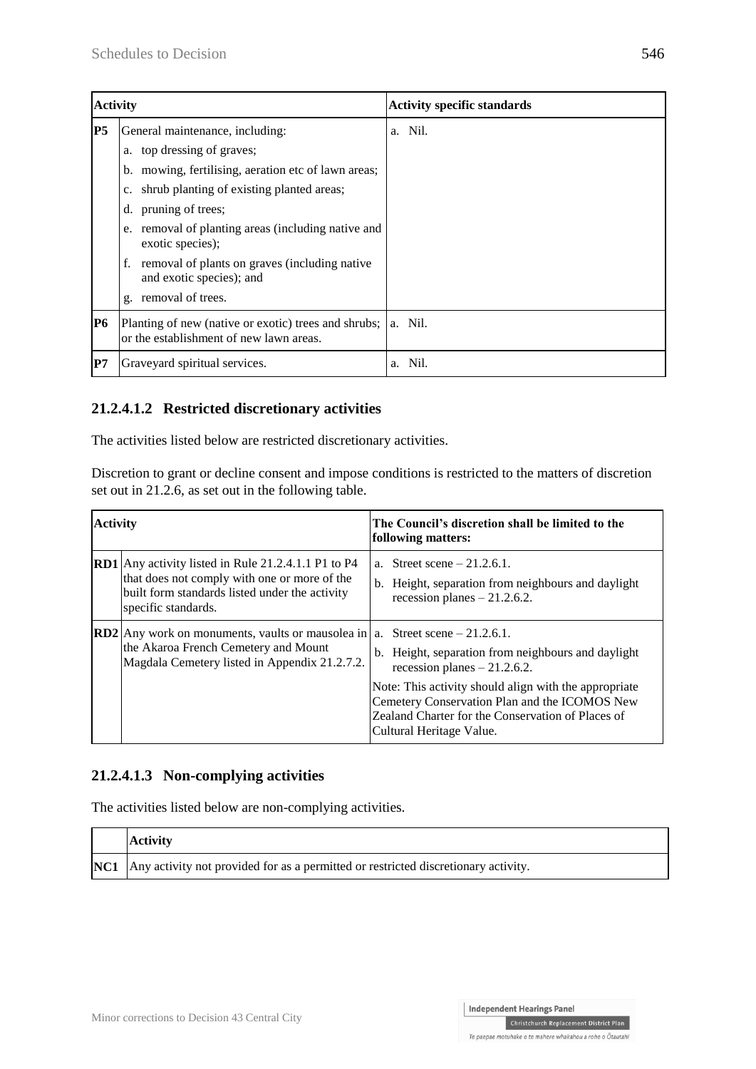| Activity | | Activity specific standards |
|---|---|---|
| **P5** | General maintenance, including:<br>a. top dressing of graves;<br>b. mowing, fertilising, aeration etc of lawn areas;<br>c. shrub planting of existing planted areas;<br>d. pruning of trees;<br>e. removal of planting areas (including native and exotic species);<br>f. removal of plants on graves (including native and exotic species); and<br>g. removal of trees. | a. Nil. |
| **P6** | Planting of new (native or exotic) trees and shrubs; or the establishment of new lawn areas. | a. Nil. |
| **P7** | Graveyard spiritual services. | a. Nil. |

### 21.2.4.1.2 Restricted discretionary activities

The activities listed below are restricted discretionary activities.

Discretion to grant or decline consent and impose conditions is restricted to the matters of discretion set out in 21.2.6, as set out in the following table.

| Activity | | The Council's discretion shall be limited to the following matters: |
|---|---|---|
| **RD1** | Any activity listed in Rule 21.2.4.1.1 P1 to P4 that does not comply with one or more of the built form standards listed under the activity specific standards. | a. Street scene – 21.2.6.1.<br>b. Height, separation from neighbours and daylight recession planes – 21.2.6.2. |
| **RD2** | Any work on monuments, vaults or mausolea in the Akaroa French Cemetery and Mount Magdala Cemetery listed in Appendix 21.2.7.2. | a. Street scene – 21.2.6.1.<br>b. Height, separation from neighbours and daylight recession planes – 21.2.6.2.<br>Note: This activity should align with the appropriate Cemetery Conservation Plan and the ICOMOS New Zealand Charter for the Conservation of Places of Cultural Heritage Value. |

### 21.2.4.1.3 Non-complying activities

The activities listed below are non-complying activities.

| | Activity |
|---|---|
| **NC1** | Any activity not provided for as a permitted or restricted discretionary activity. |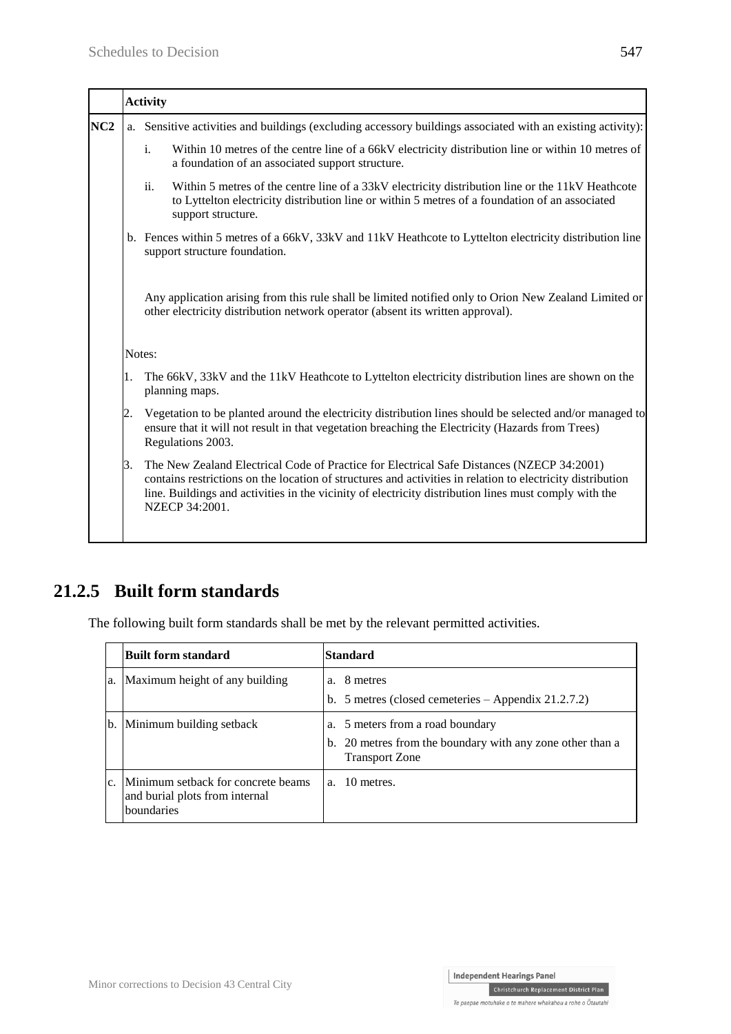| | Activity |
|---|---|
| NC2 | a. Sensitive activities and buildings (excluding accessory buildings associated with an existing activity):<br>i. Within 10 metres of the centre line of a 66kV electricity distribution line or within 10 metres of a foundation of an associated support structure.<br>ii. Within 5 metres of the centre line of a 33kV electricity distribution line or the 11kV Heathcote to Lyttelton electricity distribution line or within 5 metres of a foundation of an associated support structure.<br>b. Fences within 5 metres of a 66kV, 33kV and 11kV Heathcote to Lyttelton electricity distribution line support structure foundation.<br><br>Any application arising from this rule shall be limited notified only to Orion New Zealand Limited or other electricity distribution network operator (absent its written approval).<br><br>Notes:<br>1. The 66kV, 33kV and the 11kV Heathcote to Lyttelton electricity distribution lines are shown on the planning maps.<br>2. Vegetation to be planted around the electricity distribution lines should be selected and/or managed to ensure that it will not result in that vegetation breaching the Electricity (Hazards from Trees) Regulations 2003.<br>3. The New Zealand Electrical Code of Practice for Electrical Safe Distances (NZECP 34:2001) contains restrictions on the location of structures and activities in relation to electricity distribution line. Buildings and activities in the vicinity of electricity distribution lines must comply with the NZECP 34:2001. |

## 21.2.5 Built form standards

The following built form standards shall be met by the relevant permitted activities.

| | Built form standard | Standard |
|---|---|---|
| a. | Maximum height of any building | a. 8 metres<br>b. 5 metres (closed cemeteries – Appendix 21.2.7.2) |
| b. | Minimum building setback | a. 5 meters from a road boundary<br>b. 20 metres from the boundary with any zone other than a Transport Zone |
| c. | Minimum setback for concrete beams and burial plots from internal boundaries | a. 10 metres. |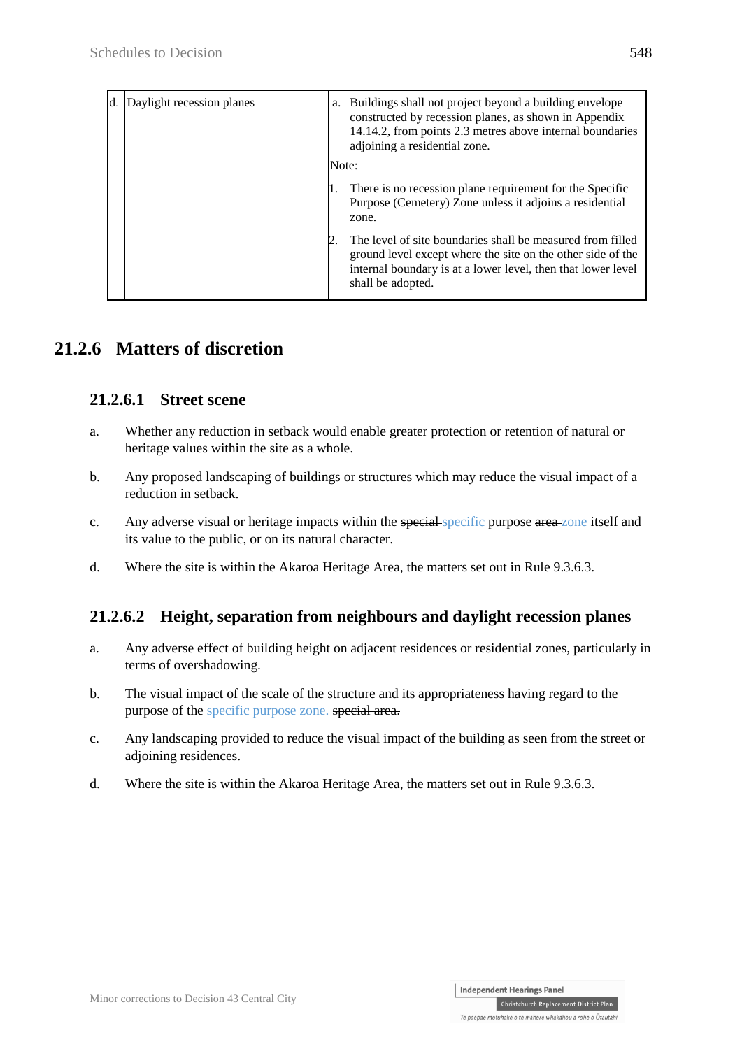| d. | Daylight recession planes | a. Buildings shall not project beyond a building envelope constructed by recession planes, as shown in Appendix 14.14.2, from points 2.3 metres above internal boundaries adjoining a residential zone.<br><br>Note:<br><br>1. There is no recession plane requirement for the Specific Purpose (Cemetery) Zone unless it adjoins a residential zone.<br><br>2. The level of site boundaries shall be measured from filled ground level except where the site on the other side of the internal boundary is at a lower level, then that lower level shall be adopted. |
|---|---|---|

## 21.2.6 Matters of discretion

### 21.2.6.1 Street scene

a. Whether any reduction in setback would enable greater protection or retention of natural or heritage values within the site as a whole.

b. Any proposed landscaping of buildings or structures which may reduce the visual impact of a reduction in setback.

c. Any adverse visual or heritage impacts within the ~~special~~ specific purpose ~~area~~ zone itself and its value to the public, or on its natural character.

d. Where the site is within the Akaroa Heritage Area, the matters set out in Rule 9.3.6.3.

### 21.2.6.2 Height, separation from neighbours and daylight recession planes

a. Any adverse effect of building height on adjacent residences or residential zones, particularly in terms of overshadowing.

b. The visual impact of the scale of the structure and its appropriateness having regard to the purpose of the specific purpose zone. ~~special area.~~

c. Any landscaping provided to reduce the visual impact of the building as seen from the street or adjoining residences.

d. Where the site is within the Akaroa Heritage Area, the matters set out in Rule 9.3.6.3.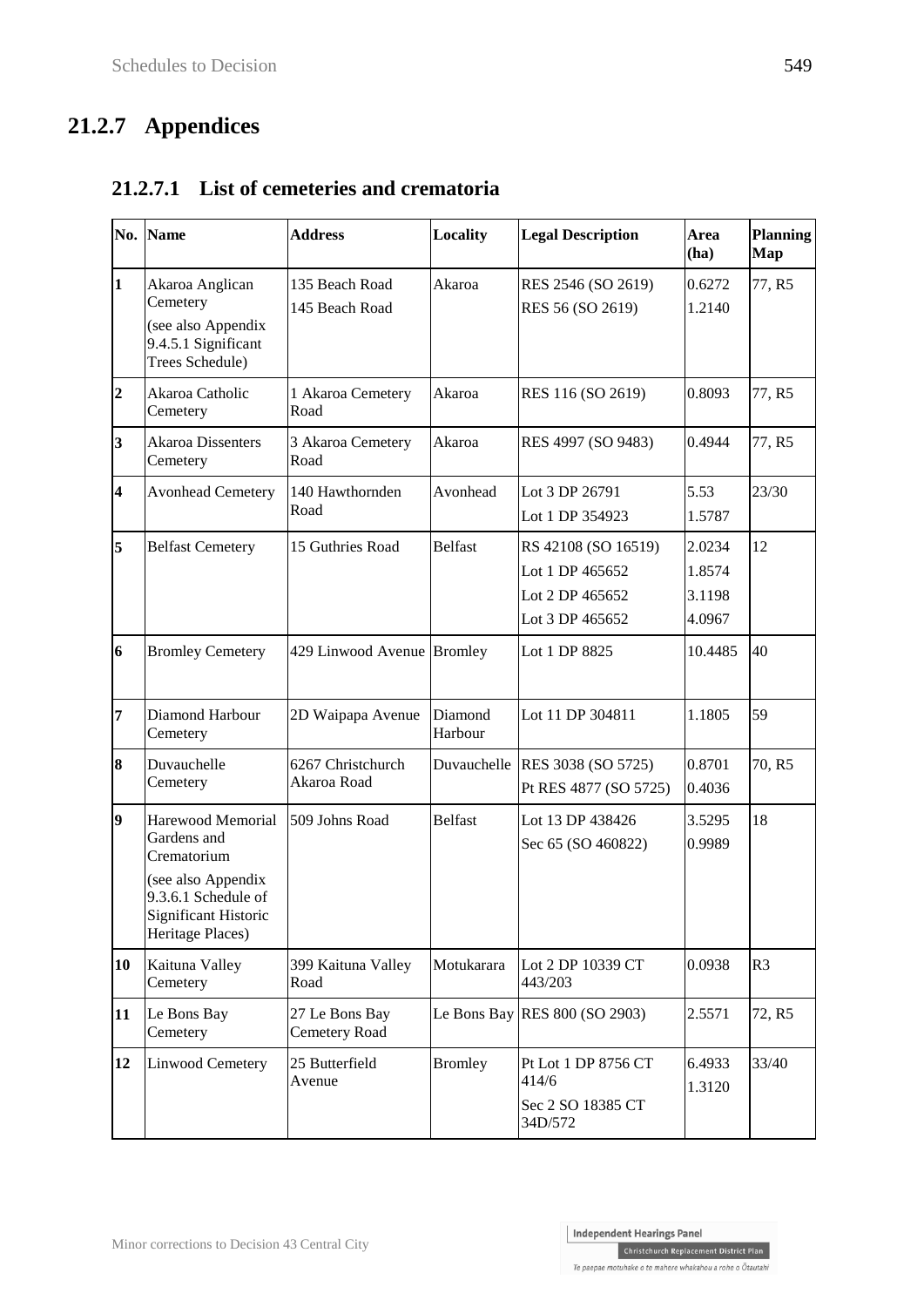## 21.2.7 Appendices

### 21.2.7.1 List of cemeteries and crematoria

| No. | Name | Address | Locality | Legal Description | Area (ha) | Planning Map |
|---|---|---|---|---|---|---|
| 1 | Akaroa Anglican Cemetery (see also Appendix 9.4.5.1 Significant Trees Schedule) | 135 Beach Road<br>145 Beach Road | Akaroa | RES 2546 (SO 2619)<br>RES 56 (SO 2619) | 0.6272<br>1.2140 | 77, R5 |
| 2 | Akaroa Catholic Cemetery | 1 Akaroa Cemetery Road | Akaroa | RES 116 (SO 2619) | 0.8093 | 77, R5 |
| 3 | Akaroa Dissenters Cemetery | 3 Akaroa Cemetery Road | Akaroa | RES 4997 (SO 9483) | 0.4944 | 77, R5 |
| 4 | Avonhead Cemetery | 140 Hawthornden Road | Avonhead | Lot 3 DP 26791<br>Lot 1 DP 354923 | 5.53<br>1.5787 | 23/30 |
| 5 | Belfast Cemetery | 15 Guthries Road | Belfast | RS 42108 (SO 16519)<br>Lot 1 DP 465652<br>Lot 2 DP 465652<br>Lot 3 DP 465652 | 2.0234<br>1.8574<br>3.1198<br>4.0967 | 12 |
| 6 | Bromley Cemetery | 429 Linwood Avenue | Bromley | Lot 1 DP 8825 | 10.4485 | 40 |
| 7 | Diamond Harbour Cemetery | 2D Waipapa Avenue | Diamond Harbour | Lot 11 DP 304811 | 1.1805 | 59 |
| 8 | Duvauchelle Cemetery | 6267 Christchurch Akaroa Road | Duvauchelle | RES 3038 (SO 5725)<br>Pt RES 4877 (SO 5725) | 0.8701<br>0.4036 | 70, R5 |
| 9 | Harewood Memorial Gardens and Crematorium (see also Appendix 9.3.6.1 Schedule of Significant Historic Heritage Places) | 509 Johns Road | Belfast | Lot 13 DP 438426<br>Sec 65 (SO 460822) | 3.5295<br>0.9989 | 18 |
| 10 | Kaituna Valley Cemetery | 399 Kaituna Valley Road | Motukarara | Lot 2 DP 10339 CT 443/203 | 0.0938 | R3 |
| 11 | Le Bons Bay Cemetery | 27 Le Bons Bay Cemetery Road | Le Bons Bay | RES 800 (SO 2903) | 2.5571 | 72, R5 |
| 12 | Linwood Cemetery | 25 Butterfield Avenue | Bromley | Pt Lot 1 DP 8756 CT 414/6<br>Sec 2 SO 18385 CT 34D/572 | 6.4933<br>1.3120 | 33/40 |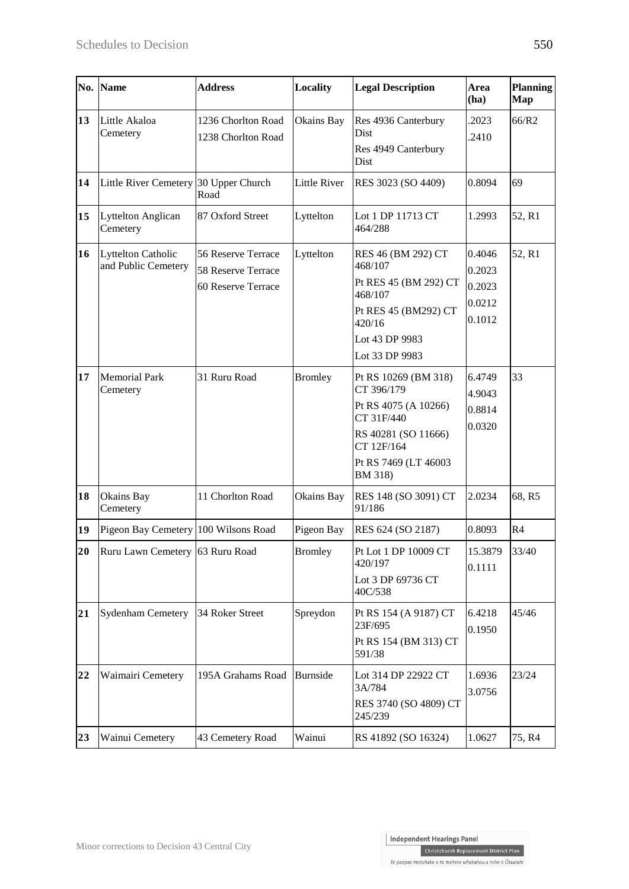| No. | Name | Address | Locality | Legal Description | Area (ha) | Planning Map |
|---|---|---|---|---|---|---|
| **13** | Little Akaloa Cemetery | 1236 Chorlton Road<br>1238 Chorlton Road | Okains Bay | Res 4936 Canterbury Dist<br>Res 4949 Canterbury Dist | .2023<br>.2410 | 66/R2 |
| **14** | Little River Cemetery | 30 Upper Church Road | Little River | RES 3023 (SO 4409) | 0.8094 | 69 |
| **15** | Lyttelton Anglican Cemetery | 87 Oxford Street | Lyttelton | Lot 1 DP 11713 CT 464/288 | 1.2993 | 52, R1 |
| **16** | Lyttelton Catholic and Public Cemetery | 56 Reserve Terrace<br>58 Reserve Terrace<br>60 Reserve Terrace | Lyttelton | RES 46 (BM 292) CT 468/107<br>Pt RES 45 (BM 292) CT 468/107<br>Pt RES 45 (BM292) CT 420/16<br>Lot 43 DP 9983<br>Lot 33 DP 9983 | 0.4046<br>0.2023<br>0.2023<br>0.0212<br>0.1012 | 52, R1 |
| **17** | Memorial Park Cemetery | 31 Ruru Road | Bromley | Pt RS 10269 (BM 318) CT 396/179<br>Pt RS 4075 (A 10266) CT 31F/440<br>RS 40281 (SO 11666) CT 12F/164<br>Pt RS 7469 (LT 46003 BM 318) | 6.4749<br>4.9043<br>0.8814<br>0.0320 | 33 |
| **18** | Okains Bay Cemetery | 11 Chorlton Road | Okains Bay | RES 148 (SO 3091) CT 91/186 | 2.0234 | 68, R5 |
| **19** | Pigeon Bay Cemetery | 100 Wilsons Road | Pigeon Bay | RES 624 (SO 2187) | 0.8093 | R4 |
| **20** | Ruru Lawn Cemetery | 63 Ruru Road | Bromley | Pt Lot 1 DP 10009 CT 420/197<br>Lot 3 DP 69736 CT 40C/538 | 15.3879<br>0.1111 | 33/40 |
| **21** | Sydenham Cemetery | 34 Roker Street | Spreydon | Pt RS 154 (A 9187) CT 23F/695<br>Pt RS 154 (BM 313) CT 591/38 | 6.4218<br>0.1950 | 45/46 |
| **22** | Waimairi Cemetery | 195A Grahams Road | Burnside | Lot 314 DP 22922 CT 3A/784<br>RES 3740 (SO 4809) CT 245/239 | 1.6936<br>3.0756 | 23/24 |
| **23** | Wainui Cemetery | 43 Cemetery Road | Wainui | RS 41892 (SO 16324) | 1.0627 | 75, R4 |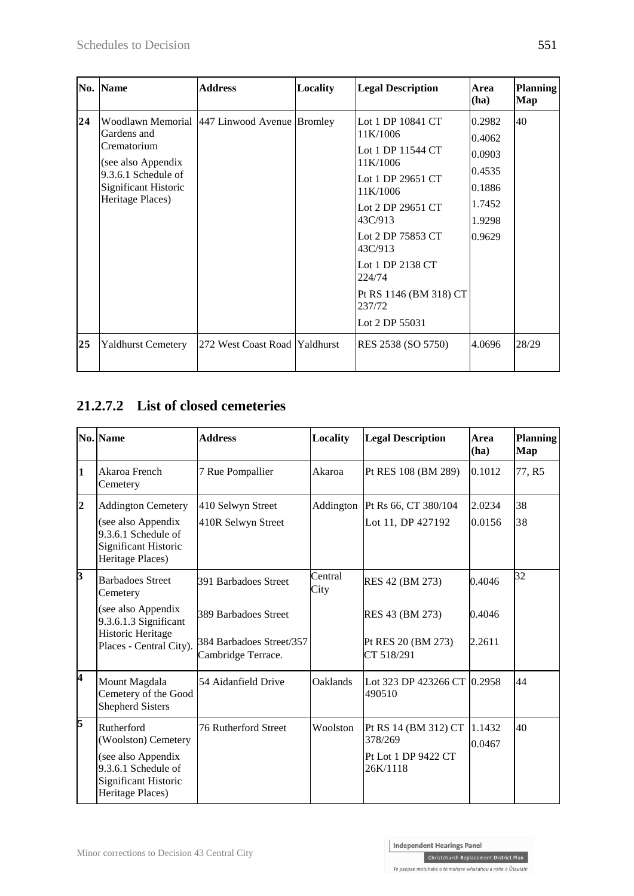| No. | Name | Address | Locality | Legal Description | Area (ha) | Planning Map |
|---|---|---|---|---|---|---|
| 24 | Woodlawn Memorial Gardens and Crematorium (see also Appendix 9.3.6.1 Schedule of Significant Historic Heritage Places) | 447 Linwood Avenue | Bromley | Lot 1 DP 10841 CT 11K/1006<br>Lot 1 DP 11544 CT 11K/1006<br>Lot 1 DP 29651 CT 11K/1006<br>Lot 2 DP 29651 CT 43C/913<br>Lot 2 DP 75853 CT 43C/913<br>Lot 1 DP 2138 CT 224/74<br>Pt RS 1146 (BM 318) CT 237/72<br>Lot 2 DP 55031 | 0.2982<br>0.4062<br>0.0903<br>0.4535<br>0.1886<br>1.7452<br>1.9298<br>0.9629 | 40 |
| 25 | Yaldhurst Cemetery | 272 West Coast Road | Yaldhurst | RES 2538 (SO 5750) | 4.0696 | 28/29 |

## 21.2.7.2 List of closed cemeteries

| No. | Name | Address | Locality | Legal Description | Area (ha) | Planning Map |
|---|---|---|---|---|---|---|
| 1 | Akaroa French Cemetery | 7 Rue Pompallier | Akaroa | Pt RES 108 (BM 289) | 0.1012 | 77, R5 |
| 2 | Addington Cemetery (see also Appendix 9.3.6.1 Schedule of Significant Historic Heritage Places) | 410 Selwyn Street<br>410R Selwyn Street | Addington | Pt Rs 66, CT 380/104<br>Lot 11, DP 427192 | 2.0234<br>0.0156 | 38<br>38 |
| 3 | Barbadoes Street Cemetery (see also Appendix 9.3.6.1.3 Significant Historic Heritage Places - Central City). | 391 Barbadoes Street<br>389 Barbadoes Street<br>384 Barbadoes Street/357 Cambridge Terrace. | Central City | RES 42 (BM 273)<br>RES 43 (BM 273)<br>Pt RES 20 (BM 273) CT 518/291 | 0.4046<br>0.4046<br>2.2611 | 32 |
| 4 | Mount Magdala Cemetery of the Good Shepherd Sisters | 54 Aidanfield Drive | Oaklands | Lot 323 DP 423266 CT 490510 | 0.2958 | 44 |
| 5 | Rutherford (Woolston) Cemetery (see also Appendix 9.3.6.1 Schedule of Significant Historic Heritage Places) | 76 Rutherford Street | Woolston | Pt RS 14 (BM 312) CT 378/269<br>Pt Lot 1 DP 9422 CT 26K/1118 | 1.1432<br>0.0467 | 40 |